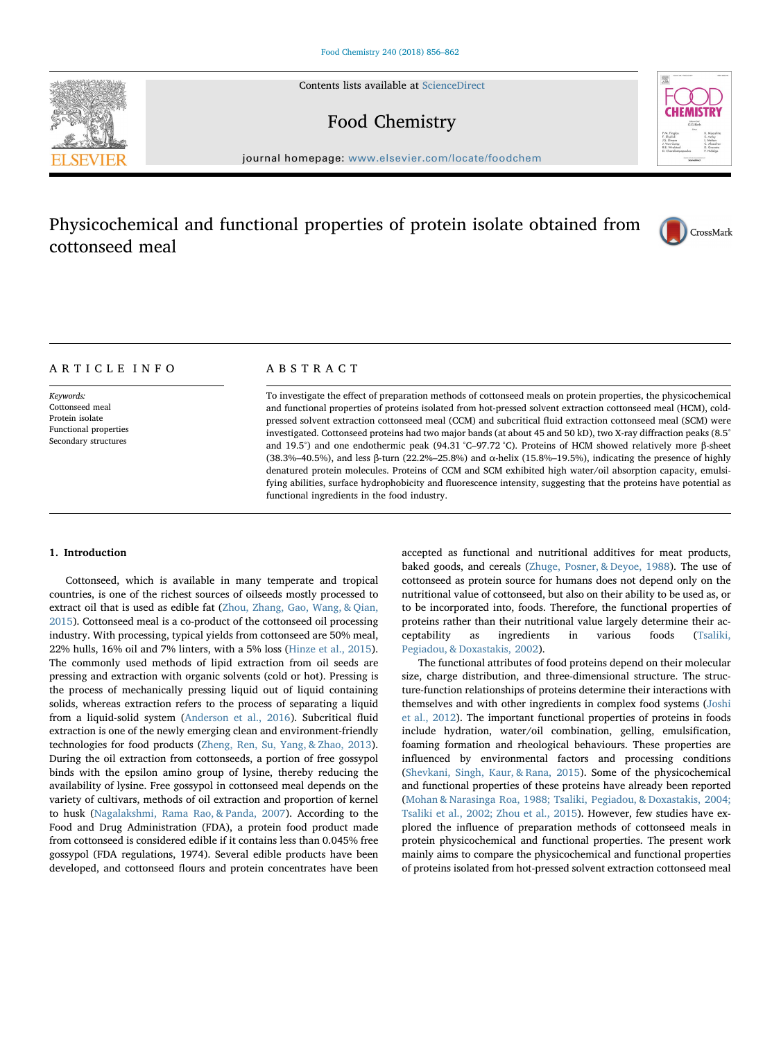# Physicochemical and functional properties of protein isolate obtained from cottonseed meal

## ARTICLE INFO

*Keywords:*
Cottonseed meal
Protein isolate
Functional properties
Secondary structures

## ABSTRACT

To investigate the effect of preparation methods of cottonseed meals on protein properties, the physicochemical and functional properties of proteins isolated from hot-pressed solvent extraction cottonseed meal (HCM), cold-pressed solvent extraction cottonseed meal (CCM) and subcritical fluid extraction cottonseed meal (SCM) were investigated. Cottonseed proteins had two major bands (at about 45 and 50 kD), two X-ray diffraction peaks (8.5° and 19.5°) and one endothermic peak (94.31 °C–97.72 °C). Proteins of HCM showed relatively more β-sheet (38.3%–40.5%), and less β-turn (22.2%–25.8%) and α-helix (15.8%–19.5%), indicating the presence of highly denatured protein molecules. Proteins of CCM and SCM exhibited high water/oil absorption capacity, emulsifying abilities, surface hydrophobicity and fluorescence intensity, suggesting that the proteins have potential as functional ingredients in the food industry.

## 1. Introduction

Cottonseed, which is available in many temperate and tropical countries, is one of the richest sources of oilseeds mostly processed to extract oil that is used as edible fat (Zhou, Zhang, Gao, Wang, & Qian, 2015). Cottonseed meal is a co-product of the cottonseed oil processing industry. With processing, typical yields from cottonseed are 50% meal, 22% hulls, 16% oil and 7% linters, with a 5% loss (Hinze et al., 2015). The commonly used methods of lipid extraction from oil seeds are pressing and extraction with organic solvents (cold or hot). Pressing is the process of mechanically pressing liquid out of liquid containing solids, whereas extraction refers to the process of separating a liquid from a liquid-solid system (Anderson et al., 2016). Subcritical fluid extraction is one of the newly emerging clean and environment-friendly technologies for food products (Zheng, Ren, Su, Yang, & Zhao, 2013). During the oil extraction from cottonseeds, a portion of free gossypol binds with the epsilon amino group of lysine, thereby reducing the availability of lysine. Free gossypol in cottonseed meal depends on the variety of cultivars, methods of oil extraction and proportion of kernel to husk (Nagalakshmi, Rama Rao, & Panda, 2007). According to the Food and Drug Administration (FDA), a protein food product made from cottonseed is considered edible if it contains less than 0.045% free gossypol (FDA regulations, 1974). Several edible products have been developed, and cottonseed flours and protein concentrates have been accepted as functional and nutritional additives for meat products, baked goods, and cereals (Zhuge, Posner, & Deyoe, 1988). The use of cottonseed as protein source for humans does not depend only on the nutritional value of cottonseed, but also on their ability to be used as, or to be incorporated into, foods. Therefore, the functional properties of proteins rather than their nutritional value largely determine their acceptability as ingredients in various foods (Tsaliki, Pegiadou, & Doxastakis, 2002).

The functional attributes of food proteins depend on their molecular size, charge distribution, and three-dimensional structure. The structure-function relationships of proteins determine their interactions with themselves and with other ingredients in complex food systems (Joshi et al., 2012). The important functional properties of proteins in foods include hydration, water/oil combination, gelling, emulsification, foaming formation and rheological behaviours. These properties are influenced by environmental factors and processing conditions (Shevkani, Singh, Kaur, & Rana, 2015). Some of the physicochemical and functional properties of these proteins have already been reported (Mohan & Narasinga Roa, 1988; Tsaliki, Pegiadou, & Doxastakis, 2004; Tsaliki et al., 2002; Zhou et al., 2015). However, few studies have explored the influence of preparation methods of cottonseed meals in protein physicochemical and functional properties. The present work mainly aims to compare the physicochemical and functional properties of proteins isolated from hot-pressed solvent extraction cottonseed meal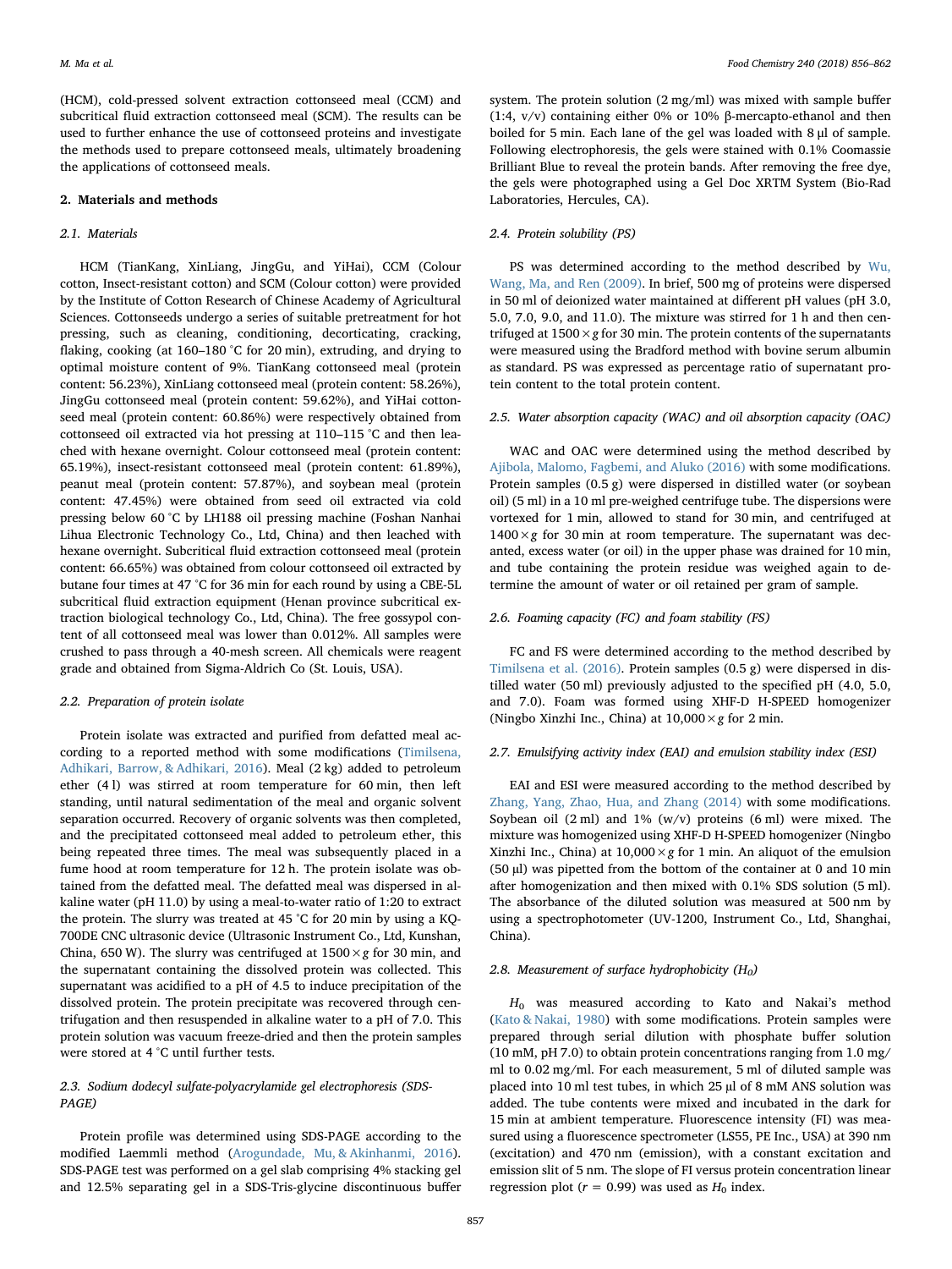(HCM), cold-pressed solvent extraction cottonseed meal (CCM) and subcritical fluid extraction cottonseed meal (SCM). The results can be used to further enhance the use of cottonseed proteins and investigate the methods used to prepare cottonseed meals, ultimately broadening the applications of cottonseed meals.

## 2. Materials and methods

### 2.1. Materials

HCM (TianKang, XinLiang, JingGu, and YiHai), CCM (Colour cotton, Insect-resistant cotton) and SCM (Colour cotton) were provided by the Institute of Cotton Research of Chinese Academy of Agricultural Sciences. Cottonseeds undergo a series of suitable pretreatment for hot pressing, such as cleaning, conditioning, decorticating, cracking, flaking, cooking (at 160–180 °C for 20 min), extruding, and drying to optimal moisture content of 9%. TianKang cottonseed meal (protein content: 56.23%), XinLiang cottonseed meal (protein content: 58.26%), JingGu cottonseed meal (protein content: 59.62%), and YiHai cottonseed meal (protein content: 60.86%) were respectively obtained from cottonseed oil extracted via hot pressing at 110–115 °C and then leached with hexane overnight. Colour cottonseed meal (protein content: 65.19%), insect-resistant cottonseed meal (protein content: 61.89%), peanut meal (protein content: 57.87%), and soybean meal (protein content: 47.45%) were obtained from seed oil extracted via cold pressing below 60 °C by LH188 oil pressing machine (Foshan Nanhai Lihua Electronic Technology Co., Ltd, China) and then leached with hexane overnight. Subcritical fluid extraction cottonseed meal (protein content: 66.65%) was obtained from colour cottonseed oil extracted by butane four times at 47 °C for 36 min for each round by using a CBE-5L subcritical fluid extraction equipment (Henan province subcritical extraction biological technology Co., Ltd, China). The free gossypol content of all cottonseed meal was lower than 0.012%. All samples were crushed to pass through a 40-mesh screen. All chemicals were reagent grade and obtained from Sigma-Aldrich Co (St. Louis, USA).

### 2.2. Preparation of protein isolate

Protein isolate was extracted and purified from defatted meal according to a reported method with some modifications (Timilsena, Adhikari, Barrow, & Adhikari, 2016). Meal (2 kg) added to petroleum ether (4 l) was stirred at room temperature for 60 min, then left standing, until natural sedimentation of the meal and organic solvent separation occurred. Recovery of organic solvents was then completed, and the precipitated cottonseed meal added to petroleum ether, this being repeated three times. The meal was subsequently placed in a fume hood at room temperature for 12 h. The protein isolate was obtained from the defatted meal. The defatted meal was dispersed in alkaline water (pH 11.0) by using a meal-to-water ratio of 1:20 to extract the protein. The slurry was treated at 45 °C for 20 min by using a KQ-700DE CNC ultrasonic device (Ultrasonic Instrument Co., Ltd, Kunshan, China, 650 W). The slurry was centrifuged at 1500 × *g* for 30 min, and the supernatant containing the dissolved protein was collected. This supernatant was acidified to a pH of 4.5 to induce precipitation of the dissolved protein. The protein precipitate was recovered through centrifugation and then resuspended in alkaline water to a pH of 7.0. This protein solution was vacuum freeze-dried and then the protein samples were stored at 4 °C until further tests.

### 2.3. Sodium dodecyl sulfate-polyacrylamide gel electrophoresis (SDS-PAGE)

Protein profile was determined using SDS-PAGE according to the modified Laemmli method (Arogundade, Mu, & Akinhanmi, 2016). SDS-PAGE test was performed on a gel slab comprising 4% stacking gel and 12.5% separating gel in a SDS-Tris-glycine discontinuous buffer system. The protein solution (2 mg/ml) was mixed with sample buffer (1:4, v/v) containing either 0% or 10% β-mercapto-ethanol and then boiled for 5 min. Each lane of the gel was loaded with 8 μl of sample. Following electrophoresis, the gels were stained with 0.1% Coomassie Brilliant Blue to reveal the protein bands. After removing the free dye, the gels were photographed using a Gel Doc XRTM System (Bio-Rad Laboratories, Hercules, CA).

### 2.4. Protein solubility (PS)

PS was determined according to the method described by Wu, Wang, Ma, and Ren (2009). In brief, 500 mg of proteins were dispersed in 50 ml of deionized water maintained at different pH values (pH 3.0, 5.0, 7.0, 9.0, and 11.0). The mixture was stirred for 1 h and then centrifuged at 1500 × *g* for 30 min. The protein contents of the supernatants were measured using the Bradford method with bovine serum albumin as standard. PS was expressed as percentage ratio of supernatant protein content to the total protein content.

### 2.5. Water absorption capacity (WAC) and oil absorption capacity (OAC)

WAC and OAC were determined using the method described by Ajibola, Malomo, Fagbemi, and Aluko (2016) with some modifications. Protein samples (0.5 g) were dispersed in distilled water (or soybean oil) (5 ml) in a 10 ml pre-weighed centrifuge tube. The dispersions were vortexed for 1 min, allowed to stand for 30 min, and centrifuged at 1400 × *g* for 30 min at room temperature. The supernatant was decanted, excess water (or oil) in the upper phase was drained for 10 min, and tube containing the protein residue was weighed again to determine the amount of water or oil retained per gram of sample.

### 2.6. Foaming capacity (FC) and foam stability (FS)

FC and FS were determined according to the method described by Timilsena et al. (2016). Protein samples (0.5 g) were dispersed in distilled water (50 ml) previously adjusted to the specified pH (4.0, 5.0, and 7.0). Foam was formed using XHF-D H-SPEED homogenizer (Ningbo Xinzhi Inc., China) at 10,000 × *g* for 2 min.

### 2.7. Emulsifying activity index (EAI) and emulsion stability index (ESI)

EAI and ESI were measured according to the method described by Zhang, Yang, Zhao, Hua, and Zhang (2014) with some modifications. Soybean oil (2 ml) and 1% (w/v) proteins (6 ml) were mixed. The mixture was homogenized using XHF-D H-SPEED homogenizer (Ningbo Xinzhi Inc., China) at 10,000 × *g* for 1 min. An aliquot of the emulsion (50 μl) was pipetted from the bottom of the container at 0 and 10 min after homogenization and then mixed with 0.1% SDS solution (5 ml). The absorbance of the diluted solution was measured at 500 nm by using a spectrophotometer (UV-1200, Instrument Co., Ltd, Shanghai, China).

### 2.8. Measurement of surface hydrophobicity ($H_0$)

$H_0$ was measured according to Kato and Nakai's method (Kato & Nakai, 1980) with some modifications. Protein samples were prepared through serial dilution with phosphate buffer solution (10 mM, pH 7.0) to obtain protein concentrations ranging from 1.0 mg/ml to 0.02 mg/ml. For each measurement, 5 ml of diluted sample was placed into 10 ml test tubes, in which 25 μl of 8 mM ANS solution was added. The tube contents were mixed and incubated in the dark for 15 min at ambient temperature. Fluorescence intensity (FI) was measured using a fluorescence spectrometer (LS55, PE Inc., USA) at 390 nm (excitation) and 470 nm (emission), with a constant excitation and emission slit of 5 nm. The slope of FI versus protein concentration linear regression plot ($r$ = 0.99) was used as $H_0$ index.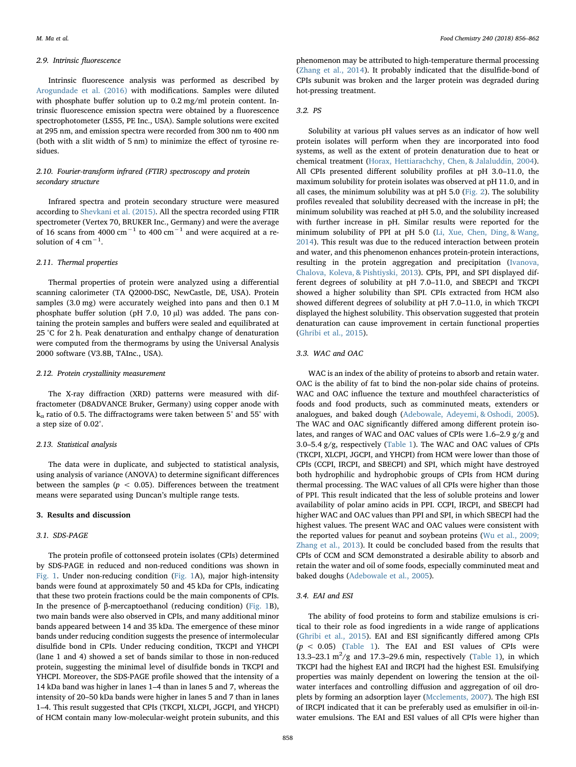### 2.9. Intrinsic fluorescence

Intrinsic fluorescence analysis was performed as described by Arogundade et al. (2016) with modifications. Samples were diluted with phosphate buffer solution up to 0.2 mg/ml protein content. Intrinsic fluorescence emission spectra were obtained by a fluorescence spectrophotometer (LS55, PE Inc., USA). Sample solutions were excited at 295 nm, and emission spectra were recorded from 300 nm to 400 nm (both with a slit width of 5 nm) to minimize the effect of tyrosine residues.

### 2.10. Fourier-transform infrared (FTIR) spectroscopy and protein secondary structure

Infrared spectra and protein secondary structure were measured according to Shevkani et al. (2015). All the spectra recorded using FTIR spectrometer (Vertex 70, BRUKER Inc., Germany) and were the average of 16 scans from 4000 $cm^{-1}$ to 400 $cm^{-1}$ and were acquired at a resolution of 4 $cm^{-1}$.

### 2.11. Thermal properties

Thermal properties of protein were analyzed using a differential scanning calorimeter (TA Q2000-DSC, NewCastle, DE, USA). Protein samples (3.0 mg) were accurately weighed into pans and then 0.1 M phosphate buffer solution (pH 7.0, 10 μl) was added. The pans containing the protein samples and buffers were sealed and equilibrated at 25 °C for 2 h. Peak denaturation and enthalpy change of denaturation were computed from the thermograms by using the Universal Analysis 2000 software (V3.8B, TAInc., USA).

### 2.12. Protein crystallinity measurement

The X-ray diffraction (XRD) patterns were measured with diffractometer (D8ADVANCE Bruker, Germany) using copper anode with $k_{\alpha}$ ratio of 0.5. The diffractograms were taken between 5° and 55° with a step size of 0.02°.

### 2.13. Statistical analysis

The data were in duplicate, and subjected to statistical analysis, using analysis of variance (ANOVA) to determine significant differences between the samples ($p < 0.05$). Differences between the treatment means were separated using Duncan's multiple range tests.

## 3. Results and discussion

### 3.1. SDS-PAGE

The protein profile of cottonseed protein isolates (CPIs) determined by SDS-PAGE in reduced and non-reduced conditions was shown in Fig. 1. Under non-reducing condition (Fig. 1A), major high-intensity bands were found at approximately 50 and 45 kDa for CPIs, indicating that these two protein fractions could be the main components of CPIs. In the presence of β-mercaptoethanol (reducing condition) (Fig. 1B), two main bands were also observed in CPIs, and many additional minor bands appeared between 14 and 35 kDa. The emergence of these minor bands under reducing condition suggests the presence of intermolecular disulfide bond in CPIs. Under reducing condition, TKCPI and YHCPI (lane 1 and 4) showed a set of bands similar to those in non-reduced protein, suggesting the minimal level of disulfide bonds in TKCPI and YHCPI. Moreover, the SDS-PAGE profile showed that the intensity of a 14 kDa band was higher in lanes 1–4 than in lanes 5 and 7, whereas the intensity of 20–50 kDa bands were higher in lanes 5 and 7 than in lanes 1–4. This result suggested that CPIs (TKCPI, XLCPI, JGCPI, and YHCPI) of HCM contain many low-molecular-weight protein subunits, and this phenomenon may be attributed to high-temperature thermal processing (Zhang et al., 2014). It probably indicated that the disulfide-bond of CPIs subunit was broken and the larger protein was degraded during hot-pressing treatment.

### 3.2. PS

Solubility at various pH values serves as an indicator of how well protein isolates will perform when they are incorporated into food systems, as well as the extent of protein denaturation due to heat or chemical treatment (Horax, Hettiarachchy, Chen, & Jalaluddin, 2004). All CPIs presented different solubility profiles at pH 3.0–11.0, the maximum solubility for protein isolates was observed at pH 11.0, and in all cases, the minimum solubility was at pH 5.0 (Fig. 2). The solubility profiles revealed that solubility decreased with the increase in pH; the minimum solubility was reached at pH 5.0, and the solubility increased with further increase in pH. Similar results were reported for the minimum solubility of PPI at pH 5.0 (Li, Xue, Chen, Ding, & Wang, 2014). This result was due to the reduced interaction between protein and water, and this phenomenon enhances protein-protein interactions, resulting in the protein aggregation and precipitation (Ivanova, Chalova, Koleva, & Pishtiyski, 2013). CPIs, PPI, and SPI displayed different degrees of solubility at pH 7.0–11.0, and SBECPI and TKCPI showed a higher solubility than SPI. CPIs extracted from HCM also showed different degrees of solubility at pH 7.0–11.0, in which TKCPI displayed the highest solubility. This observation suggested that protein denaturation can cause improvement in certain functional properties (Ghribi et al., 2015).

### 3.3. WAC and OAC

WAC is an index of the ability of proteins to absorb and retain water. OAC is the ability of fat to bind the non-polar side chains of proteins. WAC and OAC influence the texture and mouthfeel characteristics of foods and food products, such as comminuted meats, extenders or analogues, and baked dough (Adebowale, Adeyemi, & Oshodi, 2005). The WAC and OAC significantly differed among different protein isolates, and ranges of WAC and OAC values of CPIs were 1.6–2.9 g/g and 3.0–5.4 g/g, respectively (Table 1). The WAC and OAC values of CPIs (TKCPI, XLCPI, JGCPI, and YHCPI) from HCM were lower than those of CPIs (CCPI, IRCPI, and SBECPI) and SPI, which might have destroyed both hydrophilic and hydrophobic groups of CPIs from HCM during thermal processing. The WAC values of all CPIs were higher than those of PPI. This result indicated that the less of soluble proteins and lower availability of polar amino acids in PPI. CCPI, IRCPI, and SBECPI had higher WAC and OAC values than PPI and SPI, in which SBECPI had the highest values. The present WAC and OAC values were consistent with the reported values for peanut and soybean proteins (Wu et al., 2009; Zhang et al., 2013). It could be concluded based from the results that CPIs of CCM and SCM demonstrated a desirable ability to absorb and retain the water and oil of some foods, especially comminuted meat and baked doughs (Adebowale et al., 2005).

### 3.4. EAI and ESI

The ability of food proteins to form and stabilize emulsions is critical to their role as food ingredients in a wide range of applications (Ghribi et al., 2015). EAI and ESI significantly differed among CPIs ($p < 0.05$) (Table 1). The EAI and ESI values of CPIs were 13.3–23.1 $m^2/g$ and 17.3–29.6 min, respectively (Table 1), in which TKCPI had the highest EAI and IRCPI had the highest ESI. Emulsifying properties was mainly dependent on lowering the tension at the oil-water interfaces and controlling diffusion and aggregation of oil droplets by forming an adsorption layer (Mcclements, 2007). The high ESI of IRCPI indicated that it can be preferably used as emulsifier in oil-in-water emulsions. The EAI and ESI values of all CPIs were higher than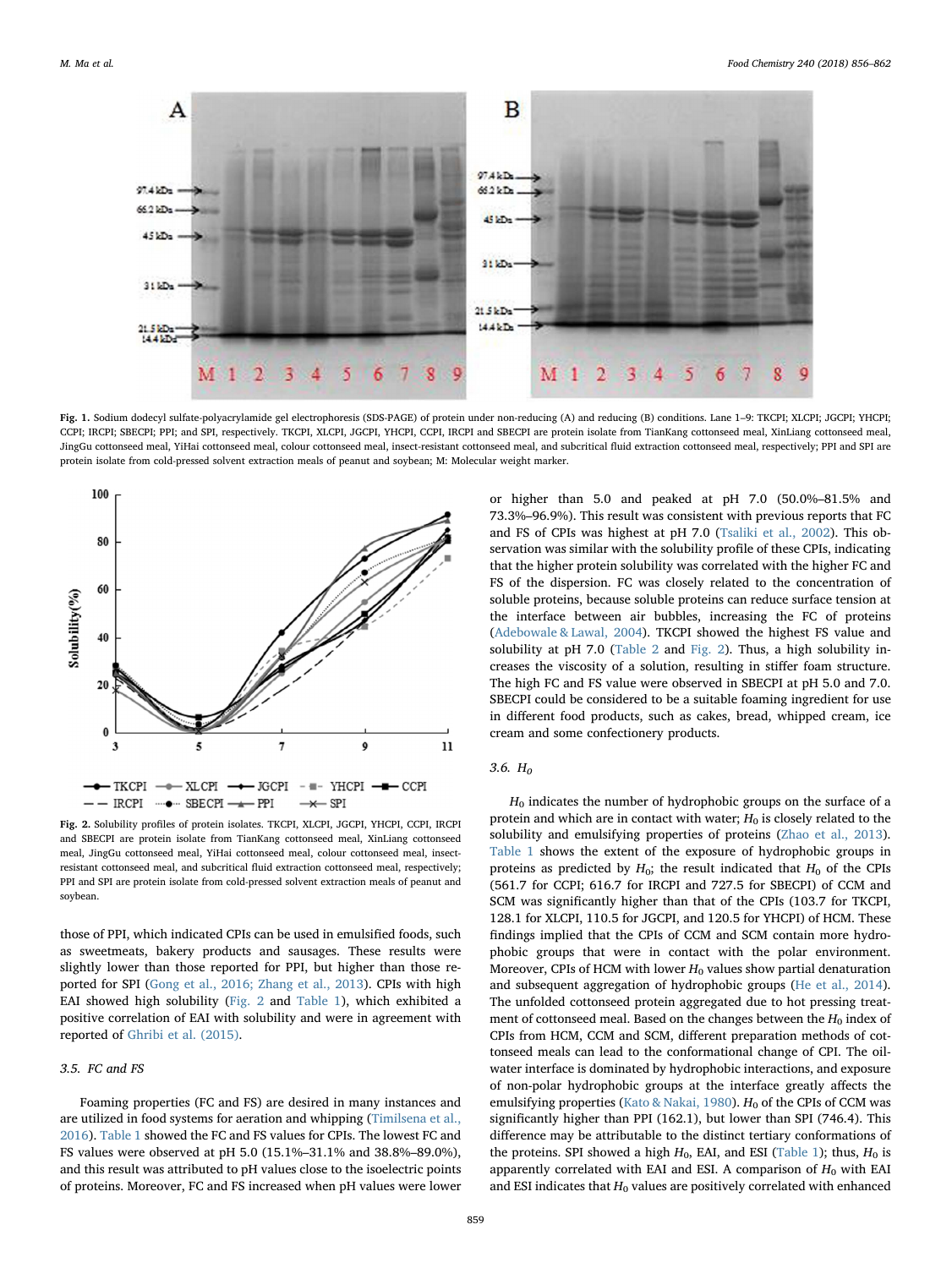Fig. 1. Sodium dodecyl sulfate-polyacrylamide gel electrophoresis (SDS-PAGE) of protein under non-reducing (A) and reducing (B) conditions. Lane 1–9: TKCPI; XLCPI; JGCPI; YHCPI; CCPI; IRCPI; SBECPI; PPI; and SPI, respectively. TKCPI, XLCPI, JGCPI, YHCPI, CCPI, IRCPI and SBECPI are protein isolate from TianKang cottonseed meal, XinLiang cottonseed meal, JingGu cottonseed meal, YiHai cottonseed meal, colour cottonseed meal, insect-resistant cottonseed meal, and subcritical fluid extraction cottonseed meal, respectively; PPI and SPI are protein isolate from cold-pressed solvent extraction meals of peanut and soybean; M: Molecular weight marker.

Fig. 2. Solubility profiles of protein isolates. TKCPI, XLCPI, JGCPI, YHCPI, CCPI, IRCPI and SBECPI are protein isolate from TianKang cottonseed meal, XinLiang cottonseed meal, JingGu cottonseed meal, YiHai cottonseed meal, colour cottonseed meal, insect-resistant cottonseed meal, and subcritical fluid extraction cottonseed meal, respectively; PPI and SPI are protein isolate from cold-pressed solvent extraction meals of peanut and soybean.

those of PPI, which indicated CPIs can be used in emulsified foods, such as sweetmeats, bakery products and sausages. These results were slightly lower than those reported for PPI, but higher than those reported for SPI (Gong et al., 2016; Zhang et al., 2013). CPIs with high EAI showed high solubility (Fig. 2 and Table 1), which exhibited a positive correlation of EAI with solubility and were in agreement with reported of Ghribi et al. (2015).

### 3.5. FC and FS

Foaming properties (FC and FS) are desired in many instances and are utilized in food systems for aeration and whipping (Timilsena et al., 2016). Table 1 showed the FC and FS values for CPIs. The lowest FC and FS values were observed at pH 5.0 (15.1%–31.1% and 38.8%–89.0%), and this result was attributed to pH values close to the isoelectric points of proteins. Moreover, FC and FS increased when pH values were lower or higher than 5.0 and peaked at pH 7.0 (50.0%–81.5% and 73.3%–96.9%). This result was consistent with previous reports that FC and FS of CPIs was highest at pH 7.0 (Tsaliki et al., 2002). This observation was similar with the solubility profile of these CPIs, indicating that the higher protein solubility was correlated with the higher FC and FS of the dispersion. FC was closely related to the concentration of soluble proteins, because soluble proteins can reduce surface tension at the interface between air bubbles, increasing the FC of proteins (Adebowale & Lawal, 2004). TKCPI showed the highest FS value and solubility at pH 7.0 (Table 2 and Fig. 2). Thus, a high solubility increases the viscosity of a solution, resulting in stiffer foam structure. The high FC and FS value were observed in SBECPI at pH 5.0 and 7.0. SBECPI could be considered to be a suitable foaming ingredient for use in different food products, such as cakes, bread, whipped cream, ice cream and some confectionery products.

### 3.6. $H_0$

$H_0$ indicates the number of hydrophobic groups on the surface of a protein and which are in contact with water; $H_0$ is closely related to the solubility and emulsifying properties of proteins (Zhao et al., 2013). Table 1 shows the extent of the exposure of hydrophobic groups in proteins as predicted by $H_0$; the result indicated that $H_0$ of the CPIs (561.7 for CCPI; 616.7 for IRCPI and 727.5 for SBECPI) of CCM and SCM was significantly higher than that of the CPIs (103.7 for TKCPI, 128.1 for XLCPI, 110.5 for JGCPI, and 120.5 for YHCPI) of HCM. These findings implied that the CPIs of CCM and SCM contain more hydrophobic groups that were in contact with the polar environment. Moreover, CPIs of HCM with lower $H_0$ values show partial denaturation and subsequent aggregation of hydrophobic groups (He et al., 2014). The unfolded cottonseed protein aggregated due to hot pressing treatment of cottonseed meal. Based on the changes between the $H_0$ index of CPIs from HCM, CCM and SCM, different preparation methods of cottonseed meals can lead to the conformational change of CPI. The oil-water interface is dominated by hydrophobic interactions, and exposure of non-polar hydrophobic groups at the interface greatly affects the emulsifying properties (Kato & Nakai, 1980). $H_0$ of the CPIs of CCM was significantly higher than PPI (162.1), but lower than SPI (746.4). This difference may be attributable to the distinct tertiary conformations of the proteins. SPI showed a high $H_0$, EAI, and ESI (Table 1); thus, $H_0$ is apparently correlated with EAI and ESI. A comparison of $H_0$ with EAI and ESI indicates that $H_0$ values are positively correlated with enhanced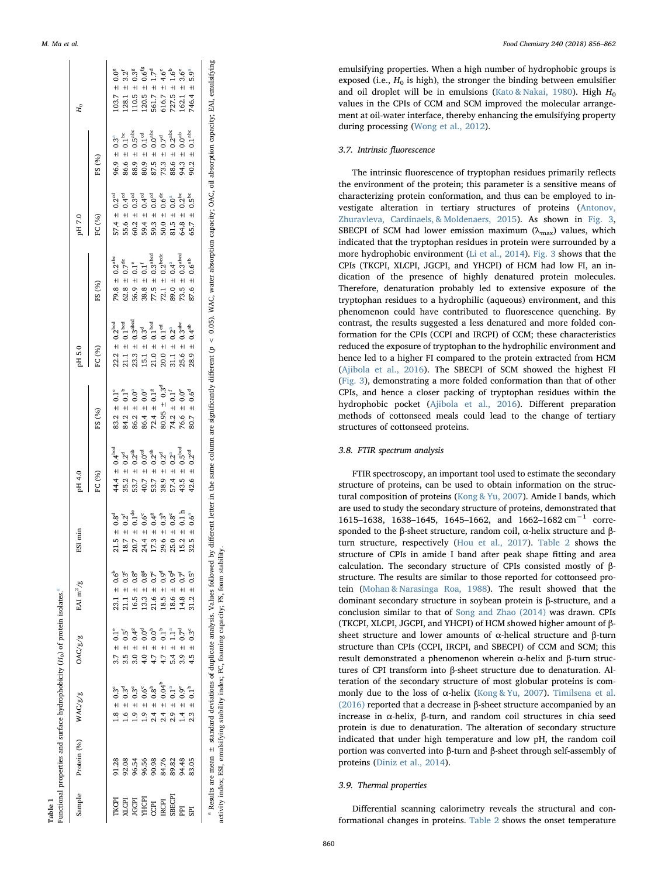**Table 1**
Functional properties and surface hydrophobicity ($H_0$) of protein isolates.[a]

| Sample | Protein (%) | WAC/g/g | OAC/g/g | EAI m$^2$/g | ESI min | pH 4.0 | | pH 5.0 | | pH 7.0 | | $H_0$ |
|---|---|---|---|---|---|---|---|---|---|---|---|---|
| | | | | | | FC (%) | FS (%) | FC (%) | FS (%) | FC (%) | FS (%) | |
| TKCPI | 91.28 | 1.8 ± 0.3[c] | 3.7 ± 0.1[e] | 23.1 ± 0.6[b] | 21.5 ± 0.8[d] | 44.4 ± 0.4[bcd] | 83.2 ± 0.1[c] | 22.2 ± 0.2[bcd] | 79.8 ± 0.2[abc] | 57.4 ± 0.2[cd] | 96.9 ± 0.3[a] | 103.7 ± 0.0[g] |
| XLCPI | 92.08 | 1.6 ± 0.3[d] | 3.5 ± 0.5[f] | 21.1 ± 0.3[c] | 18.7 ± 0.2[f] | 35.2 ± 0.2[d] | 84.2 ± 0.1[b] | 21.1 ± 0.1[bcd] | 62.8 ± 0.7[de] | 55.6 ± 0.4[cd] | 86.6 ± 0.1[bc] | 128.1 ± 3.2[f] |
| JGCPI | 96.54 | 1.9 ± 0.3[c] | 3.0 ± 0.4[g] | 16.5 ± 0.8[e] | 20.7 ± 0.1[de] | 53.7 ± 0.2[ab] | 86.2 ± 0.0[a] | 23.3 ± 0.3[abcd] | 56.9 ± 0.1[e] | 60.2 ± 0.3[cd] | 88.9 ± 0.5[abc] | 110.5 ± 0.3[g] |
| YHCPI | 96.56 | 1.9 ± 0.6[c] | 4.0 ± 0.0[d] | 13.3 ± 0.8[g] | 24.4 ± 0.6[c] | 40.7 ± 0.0[cd] | 86.4 ± 0.0[a] | 15.1 ± 0.3[d] | 38.8 ± 0.1[f] | 59.4 ± 0.4[cd] | 80.9 ± 0.1[cd] | 120.5 ± 0.6[fg] |
| CCPI | 90.98 | 2.4 ± 0.8[b] | 4.7 ± 0.0[b] | 21.6 ± 0.7[c] | 17.3 ± 0.4[g] | 53.7 ± 0.2[ab] | 72.4 ± 0.1[g] | 21.0 ± 0.1[bcd] | 77.5 ± 0.3[abcd] | 59.3 ± 0.0[cd] | 87.5 ± 0.0[abc] | 561.7 ± 1.7[d] |
| IRCPI | 84.76 | 2.4 ± 0.04[b] | 4.7 ± 0.1[b] | 18.5 ± 0.9[d] | 29.6 ± 0.3[b] | 38.9 ± 0.2[d] | 80.95 ± 0.3[d] | 20.0 ± 0.1[cd] | 72.1 ± 0.2[bcde] | 50.0 ± 0.6[de] | 73.3 ± 0.7[d] | 616.7 ± 4.6[c] |
| SBECPI | 89.82 | 2.9 ± 0.1[a] | 5.4 ± 1.1[a] | 18.6 ± 0.9[d] | 25.0 ± 0.8[c] | 57.4 ± 0.2[a] | 74.2 ± 0.1[f] | 31.1 ± 0.2[a] | 89.0 ± 0.4[a] | 81.5 ± 0.0[a] | 88.6 ± 0.2[abc] | 727.5 ± 1.6[b] |
| PPI | 94.48 | 1.4 ± 0.9[e] | 3.9 ± 0.7[d] | 14.8 ± 0.7[f] | 15.2 ± 0.1 h | 43.5 ± 0.5[bcd] | 76.6 ± 0.0[e] | 25.6 ± 0.3[abc] | 73.5 ± 0.3[abcd] | 64.8 ± 0.2[bc] | 94.3 ± 0.0[ab] | 162.1 ± 3.6[e] |
| SPI | 83.05 | 2.3 ± 0.1[b] | 4.5 ± 0.3[c] | 31.2 ± 0.5[a] | 32.5 ± 0.6[a] | 42.6 ± 0.2[cd] | 80.7 ± 0.6[d] | 28.9 ± 0.4[ab] | 87.6 ± 0.6[ab] | 65.7 ± 0.5[bc] | 90.2 ± 0.1[abc] | 746.4 ± 5.9[a] |

[a] Results are mean ± standard deviations of duplicate analysis. Values followed by different letter in the same column are significantly different ($p < 0.05$). WAC, water absorption capacity; OAC, oil absorption capacity; EAI, emulsifying activity index; ESI, emulsifying stability index; FC, foaming capacity; FS, foam stability.

emulsifying properties. When a high number of hydrophobic groups is exposed (i.e., $H_0$ is high), the stronger the binding between emulsifier and oil droplet will be in emulsions (Kato & Nakai, 1980). High $H_0$ values in the CPIs of CCM and SCM improved the molecular arrangement at oil-water interface, thereby enhancing the emulsifying property during processing (Wong et al., 2012).

### 3.7. Intrinsic fluorescence

The intrinsic fluorescence of tryptophan residues primarily reflects the environment of the protein; this parameter is a sensitive means of characterizing protein conformation, and thus can be employed to investigate alteration in tertiary structures of proteins (Antonov, Zhuravleva, Cardinaels, & Moldenaers, 2015). As shown in Fig. 3, SBECPI of SCM had lower emission maximum ($\lambda_{max}$) values, which indicated that the tryptophan residues in protein were surrounded by a more hydrophobic environment (Li et al., 2014). Fig. 3 shows that the CPIs (TKCPI, XLCPI, JGCPI, and YHCPI) of HCM had low FI, an indication of the presence of highly denatured protein molecules. Therefore, denaturation probably led to extensive exposure of the tryptophan residues to a hydrophilic (aqueous) environment, and this phenomenon could have contributed to fluorescence quenching. By contrast, the results suggested a less denatured and more folded conformation for the CPIs (CCPI and IRCPI) of CCM; these characteristics reduced the exposure of tryptophan to the hydrophilic environment and hence led to a higher FI compared to the protein extracted from HCM (Ajibola et al., 2016). The SBECPI of SCM showed the highest FI (Fig. 3), demonstrating a more folded conformation than that of other CPIs, and hence a closer packing of tryptophan residues within the hydrophobic pocket (Ajibola et al., 2016). Different preparation methods of cottonseed meals could lead to the change of tertiary structures of cottonseed proteins.

### 3.8. FTIR spectrum analysis

FTIR spectroscopy, an important tool used to estimate the secondary structure of proteins, can be used to obtain information on the structural composition of proteins (Kong & Yu, 2007). Amide I bands, which are used to study the secondary structure of proteins, demonstrated that 1615–1638, 1638–1645, 1645–1662, and 1662–1682 cm$^{-1}$ corresponded to the β-sheet structure, random coil, α-helix structure and β-turn structure, respectively (Hou et al., 2017). Table 2 shows the structure of CPIs in amide I band after peak shape fitting and area calculation. The secondary structure of CPIs consisted mostly of β-structure. The results are similar to those reported for cottonseed protein (Mohan & Narasinga Roa, 1988). The result showed that the dominant secondary structure in soybean protein is β-structure, and a conclusion similar to that of Song and Zhao (2014) was drawn. CPIs (TKCPI, XLCPI, JGCPI, and YHCPI) of HCM showed higher amount of β-sheet structure and lower amounts of α-helical structure and β-turn structure than CPIs (CCPI, IRCPI, and SBECPI) of CCM and SCM; this result demonstrated a phenomenon wherein α-helix and β-turn structures of CPI transform into β-sheet structure due to denaturation. Alteration of the secondary structure of most globular proteins is commonly due to the loss of α-helix (Kong & Yu, 2007). Timilsena et al. (2016) reported that a decrease in β-sheet structure accompanied by an increase in α-helix, β-turn, and random coil structures in chia seed protein is due to denaturation. The alteration of secondary structure indicated that under high temperature and low pH, the random coil portion was converted into β-turn and β-sheet through self-assembly of proteins (Diniz et al., 2014).

### 3.9. Thermal properties

Differential scanning calorimetry reveals the structural and conformational changes in proteins. Table 2 shows the onset temperature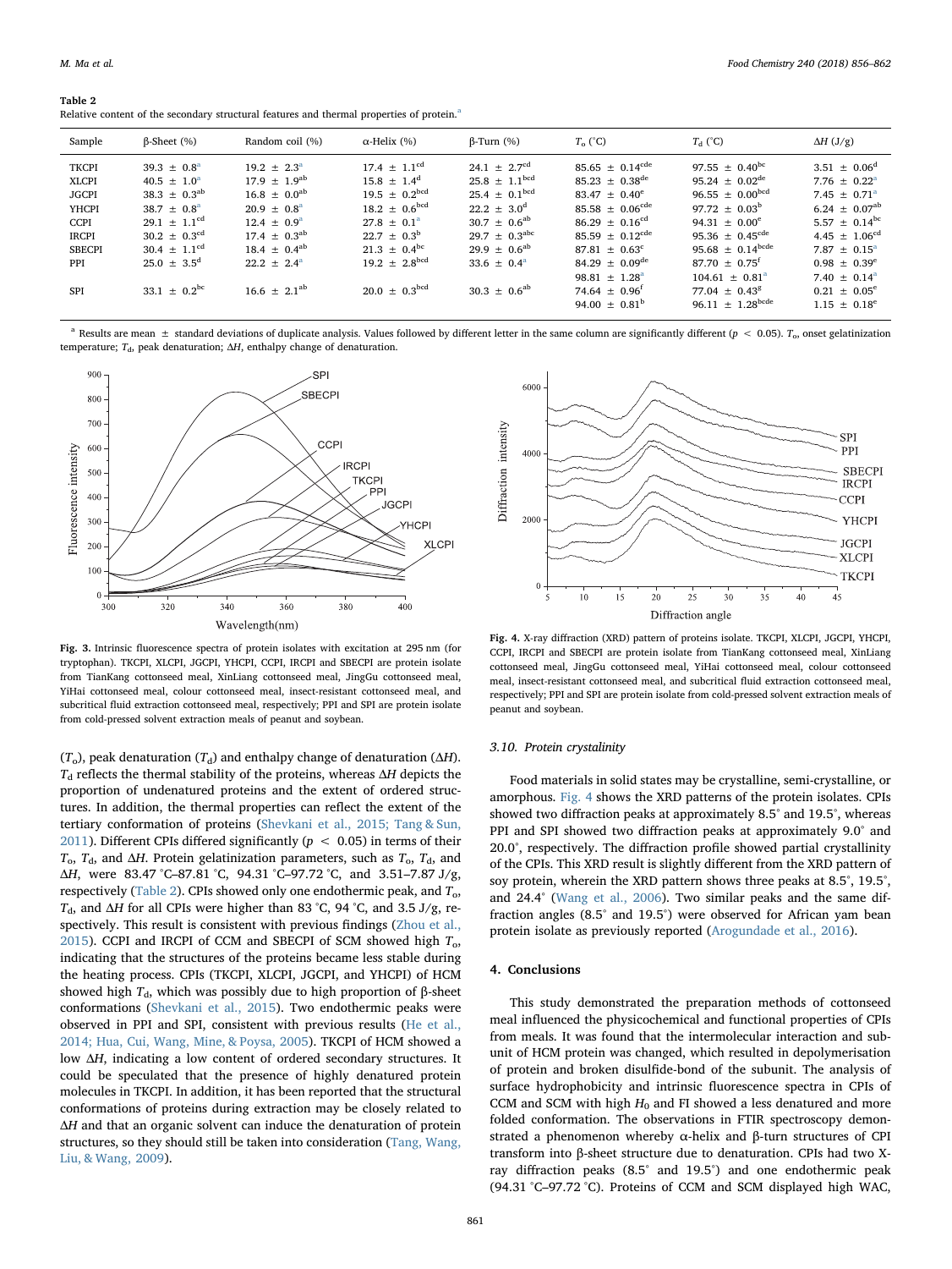**Table 2**
Relative content of the secondary structural features and thermal properties of protein.[a]

| Sample | β-Sheet (%) | Random coil (%) | α-Helix (%) | β-Turn (%) | $T_o$ (°C) | $T_d$ (°C) | ΔH (J/g) |
|---|---|---|---|---|---|---|---|
| TKCPI | 39.3 ± 0.8[a] | 19.2 ± 2.3[a] | 17.4 ± 1.1[cd] | 24.1 ± 2.7[cd] | 85.65 ± 0.14[cde] | 97.55 ± 0.40[bc] | 3.51 ± 0.06[d] |
| XLCPI | 40.5 ± 1.0[a] | 17.9 ± 1.9[ab] | 15.8 ± 1.4[d] | 25.8 ± 1.1[bcd] | 85.23 ± 0.38[de] | 95.24 ± 0.02[de] | 7.76 ± 0.22[a] |
| JGCPI | 38.3 ± 0.3[ab] | 16.8 ± 0.0[ab] | 19.5 ± 0.2[bcd] | 25.4 ± 0.1[bcd] | 83.47 ± 0.40[e] | 96.55 ± 0.00[bcd] | 7.45 ± 0.71[a] |
| YHCPI | 38.7 ± 0.8[a] | 20.9 ± 0.8[a] | 18.2 ± 0.6[bcd] | 22.2 ± 3.0[d] | 85.58 ± 0.06[cde] | 97.72 ± 0.03[b] | 6.24 ± 0.07[ab] |
| CCPI | 29.1 ± 1.1[cd] | 12.4 ± 0.9[a] | 27.8 ± 0.1[a] | 30.7 ± 0.6[ab] | 86.29 ± 0.16[cd] | 94.31 ± 0.00[e] | 5.57 ± 0.14[bc] |
| IRCPI | 30.2 ± 0.3[cd] | 17.4 ± 0.3[ab] | 22.7 ± 0.3[b] | 29.7 ± 0.3[abc] | 85.59 ± 0.12[cde] | 95.36 ± 0.45[cde] | 4.45 ± 1.06[cd] |
| SBECPI | 30.4 ± 1.1[cd] | 18.4 ± 0.4[ab] | 21.3 ± 0.4[bc] | 29.9 ± 0.6[ab] | 87.81 ± 0.63[c] | 95.68 ± 0.14[bcde] | 7.87 ± 0.15[a] |
| PPI | 25.0 ± 3.5[d] | 22.2 ± 2.4[a] | 19.2 ± 2.8[bcd] | 33.6 ± 0.4[a] | 84.29 ± 0.09[de] | 87.70 ± 0.75[f] | 0.98 ± 0.39[e] |
| | | | | | 98.81 ± 1.28[a] | 104.61 ± 0.81[a] | 7.40 ± 0.14[a] |
| SPI | 33.1 ± 0.2[bc] | 16.6 ± 2.1[ab] | 20.0 ± 0.3[bcd] | 30.3 ± 0.6[ab] | 74.64 ± 0.96[f] | 77.04 ± 0.43[g] | 0.21 ± 0.05[e] |
| | | | | | 94.00 ± 0.81[b] | 96.11 ± 1.28[bcde] | 1.15 ± 0.18[e] |

[a] Results are mean ± standard deviations of duplicate analysis. Values followed by different letter in the same column are significantly different ($p < 0.05$). $T_o$, onset gelatinization temperature; $T_d$, peak denaturation; ΔH, enthalpy change of denaturation.

**Fig. 3.** Intrinsic fluorescence spectra of protein isolates with excitation at 295 nm (for tryptophan). TKCPI, XLCPI, JGCPI, YHCPI, CCPI, IRCPI and SBECPI are protein isolate from TianKang cottonseed meal, XinLiang cottonseed meal, JingGu cottonseed meal, YiHai cottonseed meal, colour cottonseed meal, insect-resistant cottonseed meal, and subcritical fluid extraction cottonseed meal, respectively; PPI and SPI are protein isolate from cold-pressed solvent extraction meals of peanut and soybean.

**Fig. 4.** X-ray diffraction (XRD) pattern of proteins isolate. TKCPI, XLCPI, JGCPI, YHCPI, CCPI, IRCPI and SBECPI are protein isolate from TianKang cottonseed meal, XinLiang cottonseed meal, JingGu cottonseed meal, YiHai cottonseed meal, colour cottonseed meal, insect-resistant cottonseed meal, and subcritical fluid extraction cottonseed meal, respectively; PPI and SPI are protein isolate from cold-pressed solvent extraction meals of peanut and soybean.

($T_o$), peak denaturation ($T_d$) and enthalpy change of denaturation (ΔH). $T_d$ reflects the thermal stability of the proteins, whereas ΔH depicts the proportion of undenatured proteins and the extent of ordered structures. In addition, the thermal properties can reflect the extent of the tertiary conformation of proteins (Shevkani et al., 2015; Tang & Sun, 2011). Different CPIs differed significantly ($p < 0.05$) in terms of their $T_o$, $T_d$, and ΔH. Protein gelatinization parameters, such as $T_o$, $T_d$, and ΔH, were 83.47 °C–87.81 °C, 94.31 °C–97.72 °C, and 3.51–7.87 J/g, respectively (Table 2). CPIs showed only one endothermic peak, and $T_o$, $T_d$, and ΔH for all CPIs were higher than 83 °C, 94 °C, and 3.5 J/g, respectively. This result is consistent with previous findings (Zhou et al., 2015). CCPI and IRCPI of CCM and SBECPI of SCM showed high $T_o$, indicating that the structures of the proteins became less stable during the heating process. CPIs (TKCPI, XLCPI, JGCPI, and YHCPI) of HCM showed high $T_d$, which was possibly due to high proportion of β-sheet conformations (Shevkani et al., 2015). Two endothermic peaks were observed in PPI and SPI, consistent with previous results (He et al., 2014; Hua, Cui, Wang, Mine, & Poysa, 2005). TKCPI of HCM showed a low ΔH, indicating a low content of ordered secondary structures. It could be speculated that the presence of highly denatured protein molecules in TKCPI. In addition, it has been reported that the structural conformations of proteins during extraction may be closely related to ΔH and that an organic solvent can induce the denaturation of protein structures, so they should still be taken into consideration (Tang, Wang, Liu, & Wang, 2009).

### 3.10. Protein crystalinity

Food materials in solid states may be crystalline, semi-crystalline, or amorphous. Fig. 4 shows the XRD patterns of the protein isolates. CPIs showed two diffraction peaks at approximately 8.5° and 19.5°, whereas PPI and SPI showed two diffraction peaks at approximately 9.0° and 20.0°, respectively. The diffraction profile showed partial crystallinity of the CPIs. This XRD result is slightly different from the XRD pattern of soy protein, wherein the XRD pattern shows three peaks at 8.5°, 19.5°, and 24.4° (Wang et al., 2006). Two similar peaks and the same diffraction angles (8.5° and 19.5°) were observed for African yam bean protein isolate as previously reported (Arogundade et al., 2016).

## 4. Conclusions

This study demonstrated the preparation methods of cottonseed meal influenced the physicochemical and functional properties of CPIs from meals. It was found that the intermolecular interaction and subunit of HCM protein was changed, which resulted in depolymerisation of protein and broken disulfide-bond of the subunit. The analysis of surface hydrophobicity and intrinsic fluorescence spectra in CPIs of CCM and SCM with high $H_0$ and FI showed a less denatured and more folded conformation. The observations in FTIR spectroscopy demonstrated a phenomenon whereby α-helix and β-turn structures of CPI transform into β-sheet structure due to denaturation. CPIs had two X-ray diffraction peaks (8.5° and 19.5°) and one endothermic peak (94.31 °C–97.72 °C). Proteins of CCM and SCM displayed high WAC,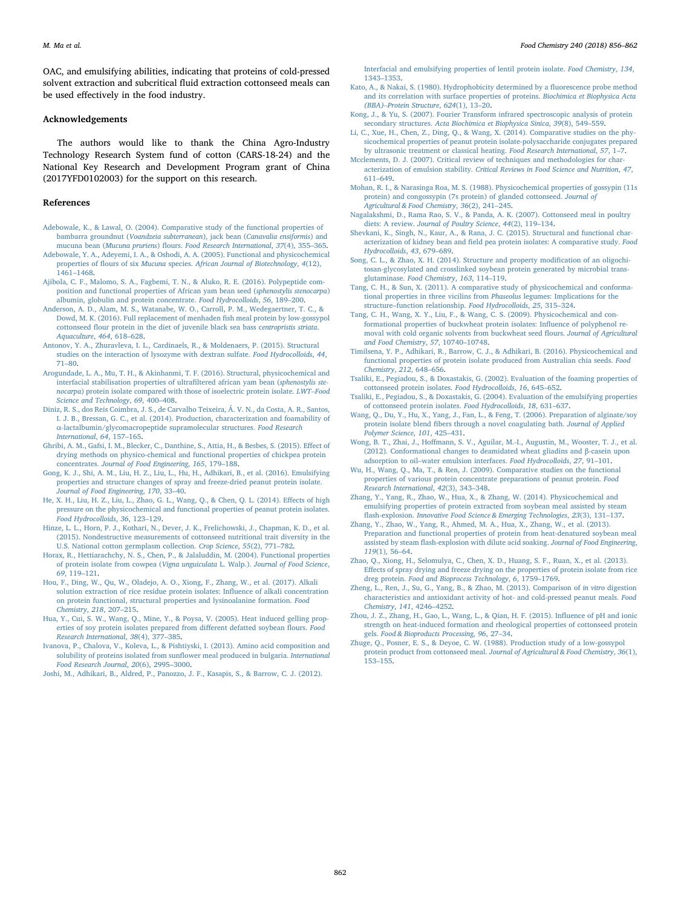OAC, and emulsifying abilities, indicating that proteins of cold-pressed solvent extraction and subcritical fluid extraction cottonseed meals can be used effectively in the food industry.

## Acknowledgements

The authors would like to thank the China Agro-Industry Technology Research System fund of cotton (CARS-18-24) and the National Key Research and Development Program grant of China (2017YFD0102003) for the support on this research.

## References

Adebowale, K., & Lawal, O. (2004). Comparative study of the functional properties of bambarra groundnut (*Voandzeia subterranean*), jack bean (*Canavalia ensiformis*) and mucuna bean (*Mucuna pruriens*) flours. *Food Research International, 37*(4), 355–365.

Adebowale, Y. A., Adeyemi, I. A., & Oshodi, A. A. (2005). Functional and physicochemical properties of flours of six *Mucuna* species. *African Journal of Biotechnology, 4*(12), 1461–1468.

Ajibola, C. F., Malomo, S. A., Fagbemi, T. N., & Aluko, R. E. (2016). Polypeptide composition and functional properties of African yam bean seed (*sphenostylis stenocarpa*) albumin, globulin and protein concentrate. *Food Hydrocolloids, 56*, 189–200.

Anderson, A. D., Alam, M. S., Watanabe, W. O., Carroll, P. M., Wedegaertner, T. C., & Dowd, M. K. (2016). Full replacement of menhaden fish meal protein by low-gossypol cottonseed flour protein in the diet of juvenile black sea bass *centropristis striata*. *Aquaculture, 464*, 618–628.

Antonov, Y. A., Zhuravleva, I. L., Cardinaels, R., & Moldenaers, P. (2015). Structural studies on the interaction of lysozyme with dextran sulfate. *Food Hydrocolloids, 44*, 71–80.

Arogundade, L. A., Mu, T. H., & Akinhanmi, T. F. (2016). Structural, physicochemical and interfacial stabilisation properties of ultrafiltered african yam bean (*sphenostylis stenocarpa*) protein isolate compared with those of isoelectric protein isolate. *LWT–Food Science and Technology, 69*, 400–408.

Diniz, R. S., dos Reis Coimbra, J. S., de Carvalho Teixeira, Á. V. N., da Costa, A. R., Santos, I. J. B., Bressan, G. C., et al. (2014). Production, characterization and foamability of α-lactalbumin/glycomacropeptide supramolecular structures. *Food Research International, 64*, 157–165.

Ghribi, A. M., Gafsi, I. M., Blecker, C., Danthine, S., Attia, H., & Besbes, S. (2015). Effect of drying methods on physico-chemical and functional properties of chickpea protein concentrates. *Journal of Food Engineering, 165*, 179–188.

Gong, K. J., Shi, A. M., Liu, H. Z., Liu, L., Hu, H., Adhikari, B., et al. (2016). Emulsifying properties and structure changes of spray and freeze-dried peanut protein isolate. *Journal of Food Engineering, 170*, 33–40.

He, X. H., Liu, H. Z., Liu, L., Zhao, G. L., Wang, Q., & Chen, Q. L. (2014). Effects of high pressure on the physicochemical and functional properties of peanut protein isolates. *Food Hydrocolloids, 36*, 123–129.

Hinze, L. L., Horn, P. J., Kothari, N., Dever, J. K., Frelichowski, J., Chapman, K. D., et al. (2015). Nondestructive measurements of cottonseed nutritional trait diversity in the U.S. National cotton germplasm collection. *Crop Science, 55*(2), 771–782.

Horax, R., Hettiarachchy, N. S., Chen, P., & Jalaluddin, M. (2004). Functional properties of protein isolate from cowpea (*Vigna unguiculata* L. Walp.). *Journal of Food Science, 69*, 119–121.

Hou, F., Ding, W., Qu, W., Oladejo, A. O., Xiong, F., Zhang, W., et al. (2017). Alkali solution extraction of rice residue protein isolates: Influence of alkali concentration on protein functional, structural properties and lysinoalanine formation. *Food Chemistry, 218*, 207–215.

Hua, Y., Cui, S. W., Wang, Q., Mine, Y., & Poysa, V. (2005). Heat induced gelling properties of soy protein isolates prepared from different defatted soybean flours. *Food Research International, 38*(4), 377–385.

Ivanova, P., Chalova, V., Koleva, L., & Pishtiyski, I. (2013). Amino acid composition and solubility of proteins isolated from sunflower meal produced in bulgaria. *International Food Research Journal, 20*(6), 2995–3000.

Joshi, M., Adhikari, B., Aldred, P., Panozzo, J. F., Kasapis, S., & Barrow, C. J. (2012). Interfacial and emulsifying properties of lentil protein isolate. *Food Chemistry, 134*, 1343–1353.

Kato, A., & Nakai, S. (1980). Hydrophobicity determined by a fluorescence probe method and its correlation with surface properties of proteins. *Biochimica et Biophysica Acta (BBA)–Protein Structure, 624*(1), 13–20.

Kong, J., & Yu, S. (2007). Fourier Transform infrared spectroscopic analysis of protein secondary structures. *Acta Biochimica et Biophysica Sinica, 39*(8), 549–559.

Li, C., Xue, H., Chen, Z., Ding, Q., & Wang, X. (2014). Comparative studies on the physicochemical properties of peanut protein isolate-polysaccharide conjugates prepared by ultrasonic treatment or classical heating. *Food Research International, 57*, 1–7.

Mcclements, D. J. (2007). Critical review of techniques and methodologies for characterization of emulsion stability. *Critical Reviews in Food Science and Nutrition, 47*, 611–649.

Mohan, R. I., & Narasinga Roa, M. S. (1988). Physicochemical properties of gossypin (11s protein) and congossypin (7s protein) of glanded cottonseed. *Journal of Agricultural & Food Chemistry, 36*(2), 241–245.

Nagalakshmi, D., Rama Rao, S. V., & Panda, A. K. (2007). Cottonseed meal in poultry diets: A review. *Journal of Poultry Science, 44*(2), 119–134.

Shevkani, K., Singh, N., Kaur, A., & Rana, J. C. (2015). Structural and functional characterization of kidney bean and field pea protein isolates: A comparative study. *Food Hydrocolloids, 43*, 679–689.

Song, C. L., & Zhao, X. H. (2014). Structure and property modification of an oligochitosan-glycosylated and crosslinked soybean protein generated by microbial transglutaminase. *Food Chemistry, 163*, 114–119.

Tang, C. H., & Sun, X. (2011). A comparative study of physicochemical and conformational properties in three vicilins from *Phaseolus* legumes: Implications for the structure–function relationship. *Food Hydrocolloids, 25*, 315–324.

Tang, C. H., Wang, X. Y., Liu, F., & Wang, C. S. (2009). Physicochemical and conformational properties of buckwheat protein isolates: Influence of polyphenol removal with cold organic solvents from buckwheat seed flours. *Journal of Agricultural and Food Chemistry, 57*, 10740–10748.

Timilsena, Y. P., Adhikari, R., Barrow, C. J., & Adhikari, B. (2016). Physicochemical and functional properties of protein isolate produced from Australian chia seeds. *Food Chemistry, 212*, 648–656.

Tsaliki, E., Pegiadou, S., & Doxastakis, G. (2002). Evaluation of the foaming properties of cottonseed protein isolates. *Food Hydrocolloids, 16*, 645–652.

Tsaliki, E., Pegiadou, S., & Doxastakis, G. (2004). Evaluation of the emulsifying properties of cottonseed protein isolates. *Food Hydrocolloids, 18*, 631–637.

Wang, Q., Du, Y., Hu, X., Yang, J., Fan, L., & Feng, T. (2006). Preparation of alginate/soy protein isolate blend fibers through a novel coagulating bath. *Journal of Applied Polymer Science, 101*, 425–431.

Wong, B. T., Zhai, J., Hoffmann, S. V., Aguilar, M.-I., Augustin, M., Wooster, T. J., et al. (2012). Conformational changes to deamidated wheat gliadins and β-casein upon adsorption to oil–water emulsion interfaces. *Food Hydrocolloids, 27*, 91–101.

Wu, H., Wang, Q., Ma, T., & Ren, J. (2009). Comparative studies on the functional properties of various protein concentrate preparations of peanut protein. *Food Research International, 42*(3), 343–348.

Zhang, Y., Yang, R., Zhao, W., Hua, X., & Zhang, W. (2014). Physicochemical and emulsifying properties of protein extracted from soybean meal assisted by steam flash-explosion. *Innovative Food Science & Emerging Technologies, 23*(3), 131–137.

Zhang, Y., Zhao, W., Yang, R., Ahmed, M. A., Hua, X., Zhang, W., et al. (2013). Preparation and functional properties of protein from heat-denatured soybean meal assisted by steam flash-explosion with dilute acid soaking. *Journal of Food Engineering, 119*(1), 56–64.

Zhao, Q., Xiong, H., Selomulya, C., Chen, X. D., Huang, S. F., Ruan, X., et al. (2013). Effects of spray drying and freeze drying on the properties of protein isolate from rice dreg protein. *Food and Bioprocess Technology, 6*, 1759–1769.

Zheng, L., Ren, J., Su, G., Yang, B., & Zhao, M. (2013). Comparison of *in vitro* digestion characteristics and antioxidant activity of hot- and cold-pressed peanut meals. *Food Chemistry, 141*, 4246–4252.

Zhou, J. Z., Zhang, H., Gao, L., Wang, L., & Qian, H. F. (2015). Influence of pH and ionic strength on heat-induced formation and rheological properties of cottonseed protein gels. *Food & Bioproducts Processing, 96*, 27–34.

Zhuge, Q., Posner, E. S., & Deyoe, C. W. (1988). Production study of a low-gossypol protein product from cottonseed meal. *Journal of Agricultural & Food Chemistry, 36*(1), 153–155.